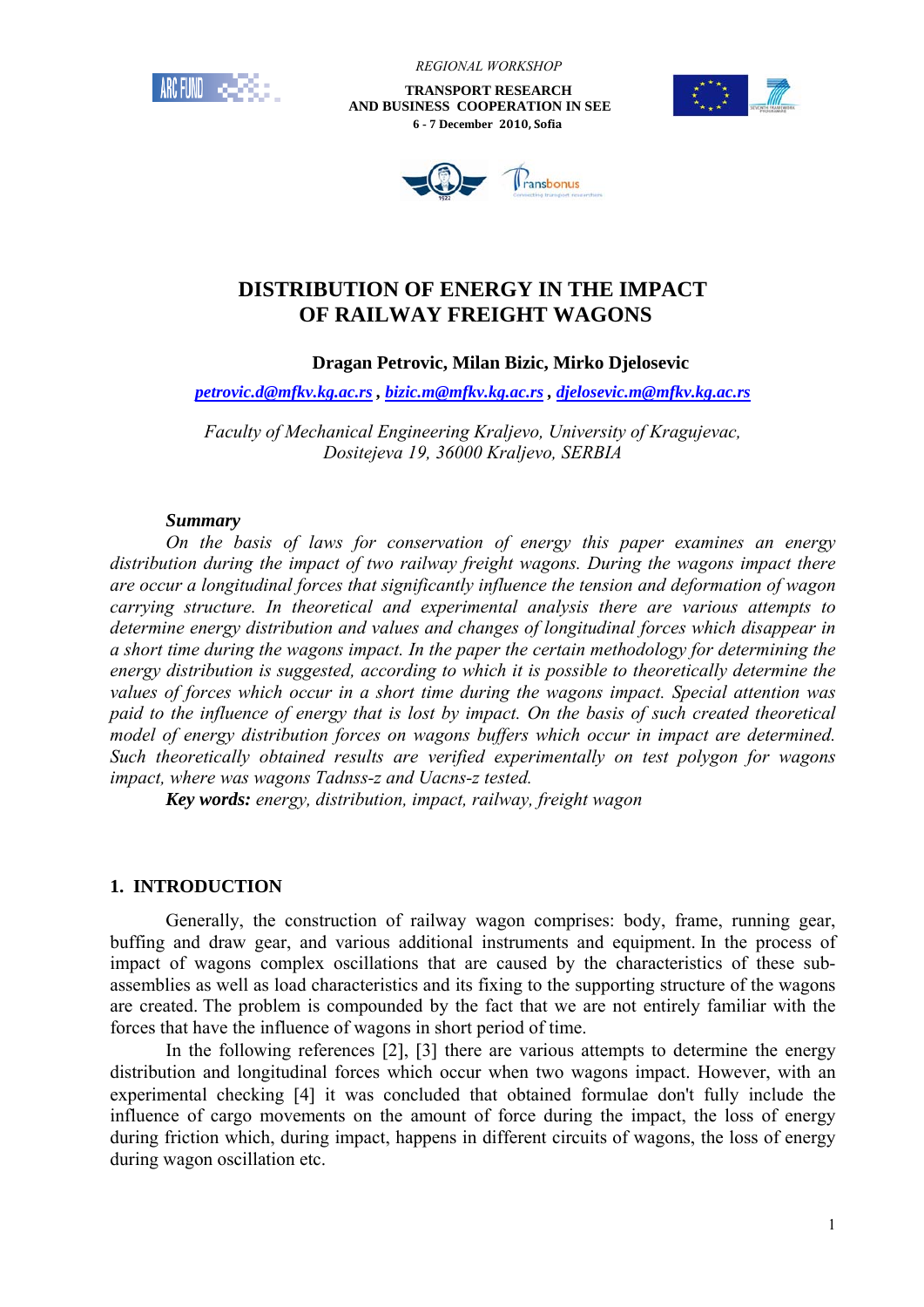REGIONAL WORKSHOP

**TRANSPORT RESEARCH AND BUSINESS COOPERATION IN SEE**

**6 - 7 December 2010, Sofia**

# DISTRIBUTION OF ENERGY IN THE IMPACT OF RAILWAY FREIGHT WAGONS

**Dragan Petrovic, Milan Bizic, Mirko Djelosevic**

petrovic.d@mfkv.kg.ac.rs , bizic.m@mfkv.kg.ac.rs , djelosevic.m@mfkv.kg.ac.rs

*Faculty of Mechanical Engineering Kraljevo, University of Kragujevac, Dositejeva 19, 36000 Kraljevo, SERBIA*

***Summary***

*On the basis of laws for conservation of energy this paper examines an energy distribution during the impact of two railway freight wagons. During the wagons impact there are occur a longitudinal forces that significantly influence the tension and deformation of wagon carrying structure. In theoretical and experimental analysis there are various attempts to determine energy distribution and values and changes of longitudinal forces which disappear in a short time during the wagons impact. In the paper the certain methodology for determining the energy distribution is suggested, according to which it is possible to theoretically determine the values of forces which occur in a short time during the wagons impact. Special attention was paid to the influence of energy that is lost by impact. On the basis of such created theoretical model of energy distribution forces on wagons buffers which occur in impact are determined. Such theoretically obtained results are verified experimentally on test polygon for wagons impact, where was wagons Tadnss-z and Uacns-z tested.*

***Key words:*** *energy, distribution, impact, railway, freight wagon*

## 1. INTRODUCTION

Generally, the construction of railway wagon comprises: body, frame, running gear, buffing and draw gear, and various additional instruments and equipment. In the process of impact of wagons complex oscillations that are caused by the characteristics of these sub-assemblies as well as load characteristics and its fixing to the supporting structure of the wagons are created. The problem is compounded by the fact that we are not entirely familiar with the forces that have the influence of wagons in short period of time.

In the following references [2], [3] there are various attempts to determine the energy distribution and longitudinal forces which occur when two wagons impact. However, with an experimental checking [4] it was concluded that obtained formulae don't fully include the influence of cargo movements on the amount of force during the impact, the loss of energy during friction which, during impact, happens in different circuits of wagons, the loss of energy during wagon oscillation etc.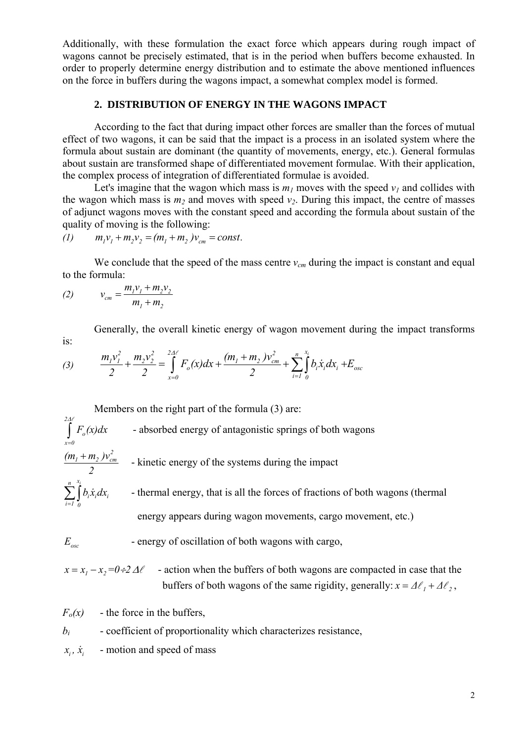Additionally, with these formulation the exact force which appears during rough impact of wagons cannot be precisely estimated, that is in the period when buffers become exhausted. In order to properly determine energy distribution and to estimate the above mentioned influences on the force in buffers during the wagons impact, a somewhat complex model is formed.

## 2. DISTRIBUTION OF ENERGY IN THE WAGONS IMPACT

According to the fact that during impact other forces are smaller than the forces of mutual effect of two wagons, it can be said that the impact is a process in an isolated system where the formula about sustain are dominant (the quantity of movements, energy, etc.). General formulas about sustain are transformed shape of differentiated movement formulae. With their application, the complex process of integration of differentiated formulae is avoided.

Let's imagine that the wagon which mass is $m_1$ moves with the speed $v_1$ and collides with the wagon which mass is $m_2$ and moves with speed $v_2$. During this impact, the centre of masses of adjunct wagons moves with the constant speed and according the formula about sustain of the quality of moving is the following:

$$(1) \qquad m_1 v_1 + m_2 v_2 = (m_1 + m_2) v_{cm} = const.$$

We conclude that the speed of the mass centre $v_{cm}$ during the impact is constant and equal to the formula:

$$(2) \qquad v_{cm} = \frac{m_1 v_1 + m_2 v_2}{m_1 + m_2}$$

Generally, the overall kinetic energy of wagon movement during the impact transforms is:

$$(3) \qquad \frac{m_1 v_1^2}{2} + \frac{m_2 v_2^2}{2} = \int_{x=0}^{2\Delta\ell} F_o(x)dx + \frac{(m_1 + m_2)v_{cm}^2}{2} + \sum_{i=1}^{n} \int_0^{x_i} b_i \dot{x}_i dx_i + E_{osc}$$

Members on the right part of the formula (3) are:

$\int_{x=0}^{2\Delta\ell} F_o(x)dx$ - absorbed energy of antagonistic springs of both wagons

$\frac{(m_1 + m_2)v_{cm}^2}{2}$ - kinetic energy of the systems during the impact

$\sum_{i=1}^{n} \int_0^{x_i} b_i \dot{x}_i dx_i$ - thermal energy, that is all the forces of fractions of both wagons (thermal energy appears during wagon movements, cargo movement, etc.)

$E_{osc}$ - energy of oscillation of both wagons with cargo,

$x = x_1 - x_2 = 0 \div 2\,\Delta\ell$ - action when the buffers of both wagons are compacted in case that the buffers of both wagons of the same rigidity, generally: $x = \Delta\ell_1 + \Delta\ell_2$,

$F_o(x)$ - the force in the buffers,

$b_i$ - coefficient of proportionality which characterizes resistance,

$x_i$, $\dot{x}_i$ - motion and speed of mass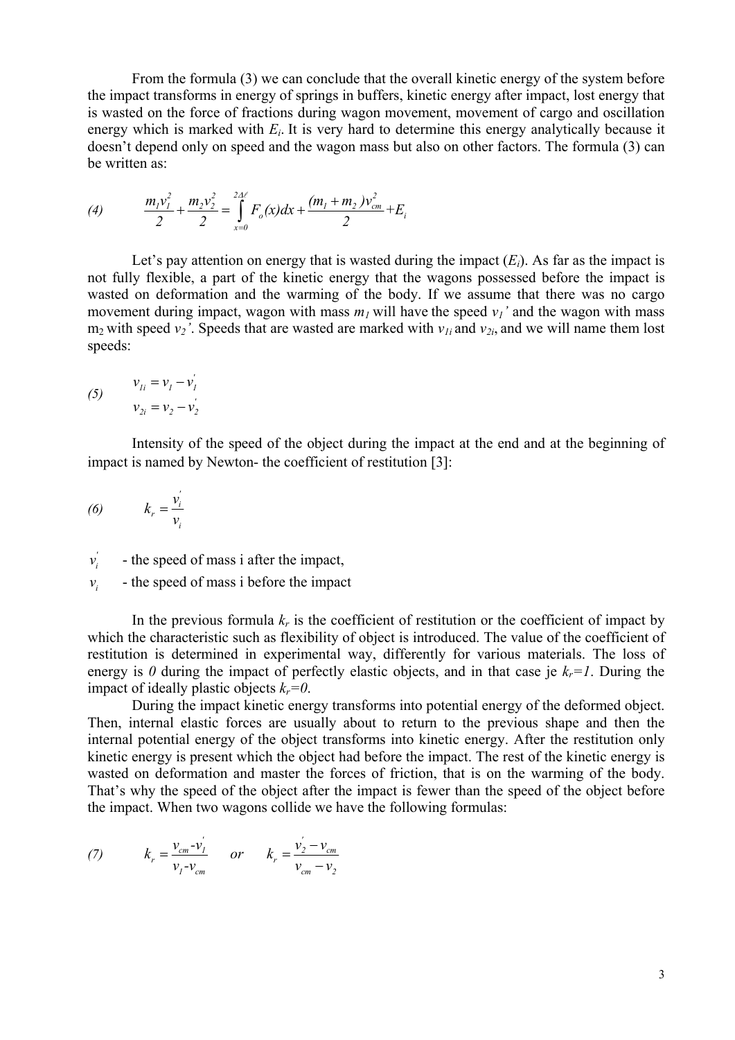From the formula (3) we can conclude that the overall kinetic energy of the system before the impact transforms in energy of springs in buffers, kinetic energy after impact, lost energy that is wasted on the force of fractions during wagon movement, movement of cargo and oscillation energy which is marked with $E_i$. It is very hard to determine this energy analytically because it doesn't depend only on speed and the wagon mass but also on other factors. The formula (3) can be written as:

$$\text{(4)} \qquad \frac{m_1 v_1^2}{2} + \frac{m_2 v_2^2}{2} = \int_{x=0}^{2\Delta\ell} F_o(x)dx + \frac{(m_1 + m_2)v_{cm}^2}{2} + E_i$$

Let's pay attention on energy that is wasted during the impact ($E_i$). As far as the impact is not fully flexible, a part of the kinetic energy that the wagons possessed before the impact is wasted on deformation and the warming of the body. If we assume that there was no cargo movement during impact, wagon with mass $m_1$ will have the speed $v_1'$ and the wagon with mass $m_2$ with speed $v_2'$. Speeds that are wasted are marked with $v_{1i}$ and $v_{2i}$, and we will name them lost speeds:

$$\text{(5)} \qquad \begin{aligned} v_{1i} &= v_1 - v_1' \\ v_{2i} &= v_2 - v_2' \end{aligned}$$

Intensity of the speed of the object during the impact at the end and at the beginning of impact is named by Newton- the coefficient of restitution [3]:

$$\text{(6)} \qquad k_r = \frac{v_i'}{v_i}$$

$v_i'$ - the speed of mass i after the impact,

$v_i$ - the speed of mass i before the impact

In the previous formula $k_r$ is the coefficient of restitution or the coefficient of impact by which the characteristic such as flexibility of object is introduced. The value of the coefficient of restitution is determined in experimental way, differently for various materials. The loss of energy is *0* during the impact of perfectly elastic objects, and in that case je $k_r=1$. During the impact of ideally plastic objects $k_r=0$.

During the impact kinetic energy transforms into potential energy of the deformed object. Then, internal elastic forces are usually about to return to the previous shape and then the internal potential energy of the object transforms into kinetic energy. After the restitution only kinetic energy is present which the object had before the impact. The rest of the kinetic energy is wasted on deformation and master the forces of friction, that is on the warming of the body. That's why the speed of the object after the impact is fewer than the speed of the object before the impact. When two wagons collide we have the following formulas:

$$\text{(7)} \qquad k_r = \frac{v_{cm} - v_1'}{v_1 - v_{cm}} \quad or \quad k_r = \frac{v_2' - v_{cm}}{v_{cm} - v_2}$$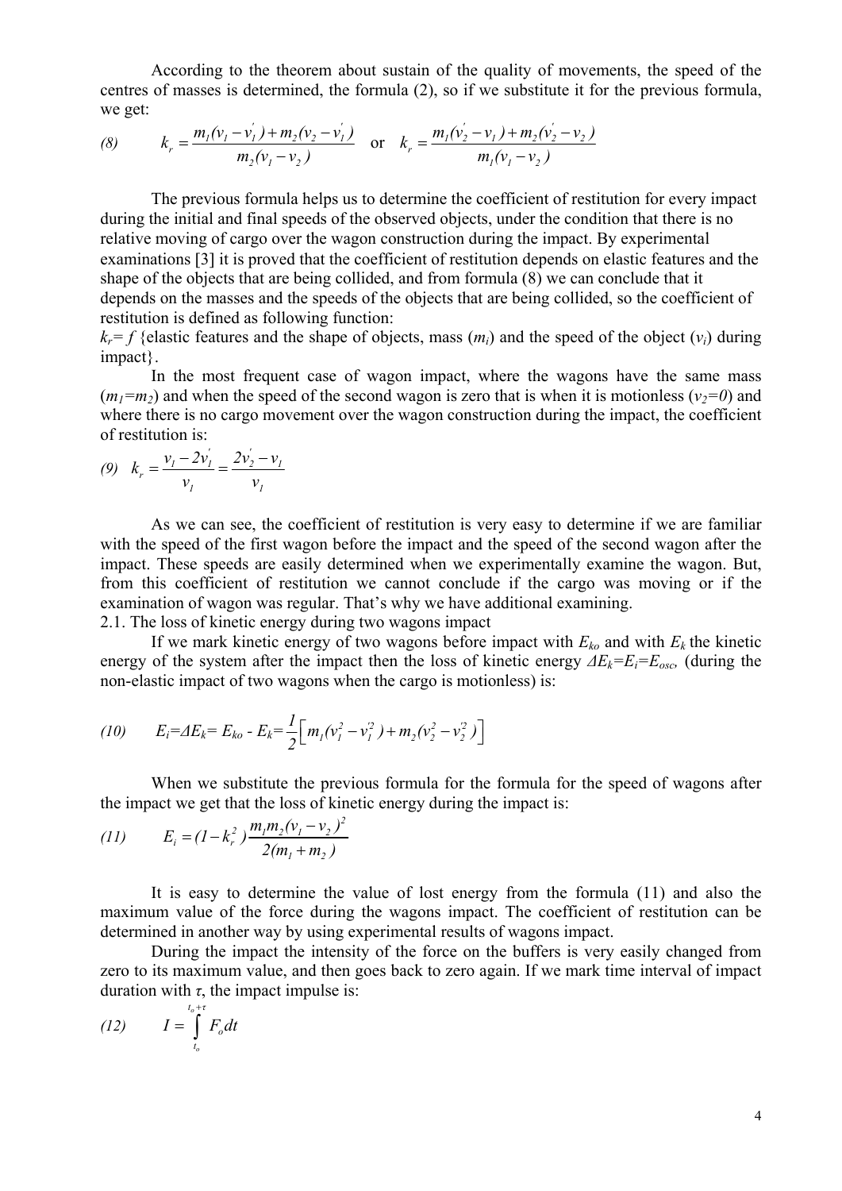According to the theorem about sustain of the quality of movements, the speed of the centres of masses is determined, the formula (2), so if we substitute it for the previous formula, we get:

$$(8) \qquad k_r = \frac{m_1(v_1 - v_1^{'}) + m_2(v_2 - v_1^{'})}{m_2(v_1 - v_2)} \quad \text{or} \quad k_r = \frac{m_1(v_2^{'} - v_1) + m_2(v_2^{'} - v_2)}{m_1(v_1 - v_2)}$$

The previous formula helps us to determine the coefficient of restitution for every impact during the initial and final speeds of the observed objects, under the condition that there is no relative moving of cargo over the wagon construction during the impact. By experimental examinations [3] it is proved that the coefficient of restitution depends on elastic features and the shape of the objects that are being collided, and from formula (8) we can conclude that it depends on the masses and the speeds of the objects that are being collided, so the coefficient of restitution is defined as following function:

$k_r = f$ {elastic features and the shape of objects, mass ($m_i$) and the speed of the object ($v_i$) during impact}.

In the most frequent case of wagon impact, where the wagons have the same mass ($m_1 = m_2$) and when the speed of the second wagon is zero that is when it is motionless ($v_2 = 0$) and where there is no cargo movement over the wagon construction during the impact, the coefficient of restitution is:

$$(9) \quad k_r = \frac{v_1 - 2v_1^{'}}{v_1} = \frac{2v_2^{'} - v_1}{v_1}$$

As we can see, the coefficient of restitution is very easy to determine if we are familiar with the speed of the first wagon before the impact and the speed of the second wagon after the impact. These speeds are easily determined when we experimentally examine the wagon. But, from this coefficient of restitution we cannot conclude if the cargo was moving or if the examination of wagon was regular. That's why we have additional examining.

2.1. The loss of kinetic energy during two wagons impact

If we mark kinetic energy of two wagons before impact with $E_{ko}$ and with $E_k$ the kinetic energy of the system after the impact then the loss of kinetic energy $\Delta E_k = E_i = E_{osc}$, (during the non-elastic impact of two wagons when the cargo is motionless) is:

$$(10) \qquad E_i = \Delta E_k = E_{ko} - E_k = \frac{1}{2}\left[ m_1(v_1^2 - v_1^{'2}) + m_2(v_2^2 - v_2^{'2}) \right]$$

When we substitute the previous formula for the formula for the speed of wagons after the impact we get that the loss of kinetic energy during the impact is:

$$(11) \qquad E_i = (1 - k_r^2)\frac{m_1 m_2 (v_1 - v_2)^2}{2(m_1 + m_2)}$$

It is easy to determine the value of lost energy from the formula (11) and also the maximum value of the force during the wagons impact. The coefficient of restitution can be determined in another way by using experimental results of wagons impact.

During the impact the intensity of the force on the buffers is very easily changed from zero to its maximum value, and then goes back to zero again. If we mark time interval of impact duration with $\tau$, the impact impulse is:

$$(12) \qquad I = \int_{t_o}^{t_o + \tau} F_o dt$$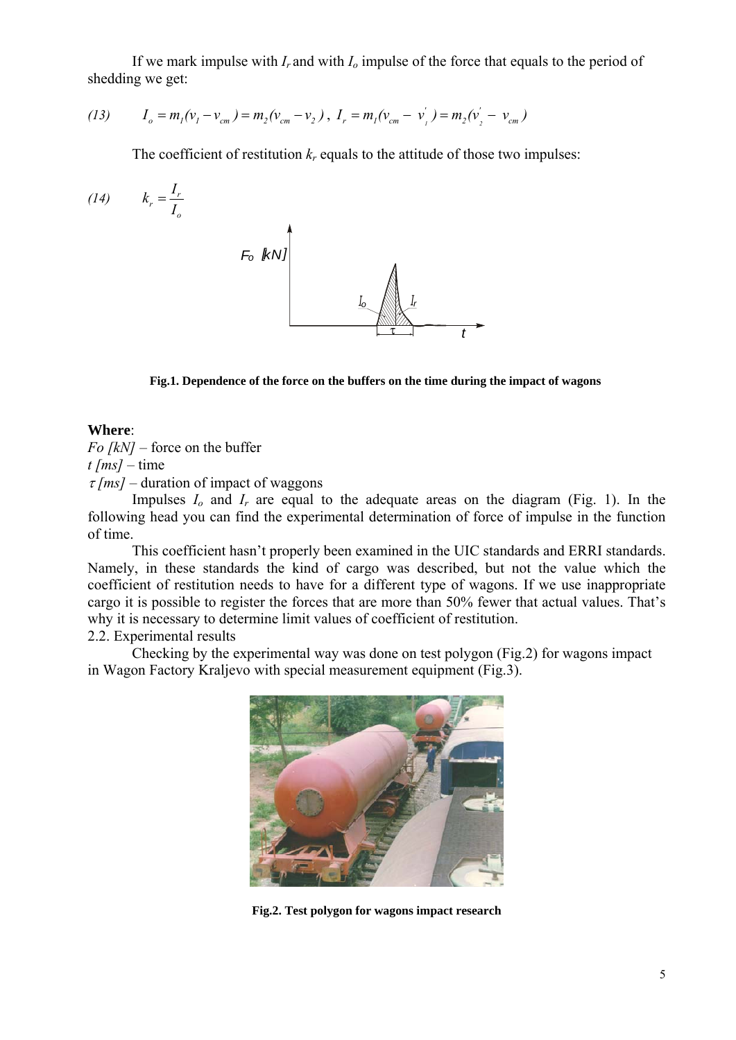If we mark impulse with $I_r$ and with $I_o$ impulse of the force that equals to the period of shedding we get:

$$(13) \qquad I_o = m_1(v_1 - v_{cm}) = m_2(v_{cm} - v_2)\ ,\ I_r = m_1(v_{cm} - v_1^{'}) = m_2(v_2^{'} - v_{cm})$$

The coefficient of restitution $k_r$ equals to the attitude of those two impulses:

$$(14) \qquad k_r = \frac{I_r}{I_o}$$

**Fig.1. Dependence of the force on the buffers on the time during the impact of wagons**

**Where**:
*Fo [kN]* – force on the buffer
*t [ms]* – time
$\tau$ *[ms]* – duration of impact of waggons

Impulses $I_o$ and $I_r$ are equal to the adequate areas on the diagram (Fig. 1). In the following head you can find the experimental determination of force of impulse in the function of time.

This coefficient hasn't properly been examined in the UIC standards and ERRI standards. Namely, in these standards the kind of cargo was described, but not the value which the coefficient of restitution needs to have for a different type of wagons. If we use inappropriate cargo it is possible to register the forces that are more than 50% fewer that actual values. That's why it is necessary to determine limit values of coefficient of restitution.

2.2. Experimental results

Checking by the experimental way was done on test polygon (Fig.2) for wagons impact in Wagon Factory Kraljevo with special measurement equipment (Fig.3).

**Fig.2. Test polygon for wagons impact research**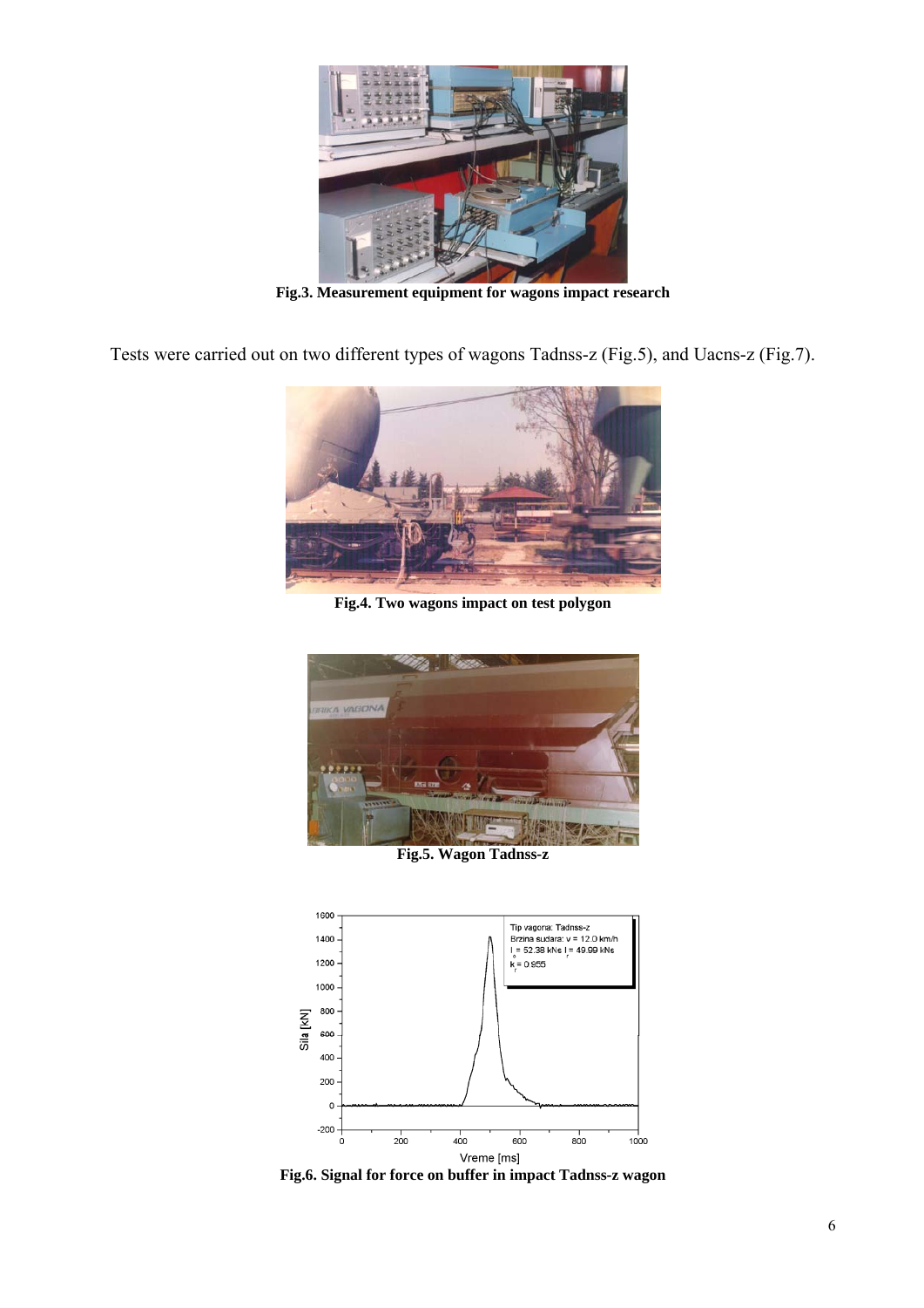Fig.3. **Measurement equipment for wagons impact research**

Tests were carried out on two different types of wagons Tadnss-z (Fig.5), and Uacns-z (Fig.7).

**Fig.4. Two wagons impact on test polygon**

**Fig.5. Wagon Tadnss-z**

**Fig.6. Signal for force on buffer in impact Tadnss-z wagon**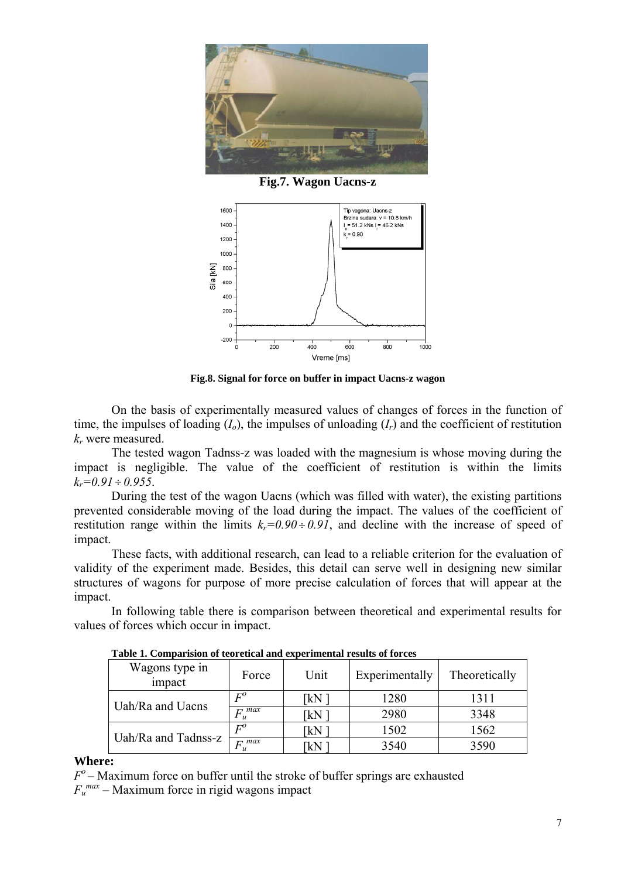**Fig.7. Wagon Uacns-z**

**Fig.8. Signal for force on buffer in impact Uacns-z wagon**

On the basis of experimentally measured values of changes of forces in the function of time, the impulses of loading ($I_o$), the impulses of unloading ($I_r$) and the coefficient of restitution $k_r$ were measured.

The tested wagon Tadnss-z was loaded with the magnesium is whose moving during the impact is negligible. The value of the coefficient of restitution is within the limits $k_r = 0.91 \div 0.955$.

During the test of the wagon Uacns (which was filled with water), the existing partitions prevented considerable moving of the load during the impact. The values of the coefficient of restitution range within the limits $k_r = 0.90 \div 0.91$, and decline with the increase of speed of impact.

These facts, with additional research, can lead to a reliable criterion for the evaluation of validity of the experiment made. Besides, this detail can serve well in designing new similar structures of wagons for purpose of more precise calculation of forces that will appear at the impact.

In following table there is comparison between theoretical and experimental results for values of forces which occur in impact.

**Table 1. Comparision of teoretical and experimental results of forces**

| Wagons type in impact | Force | Unit | Experimentally | Theoretically |
|---|---|---|---|---|
| Uah/Ra and Uacns | $F^o$ | [kN ] | 1280 | 1311 |
| | $F_u^{max}$ | [kN ] | 2980 | 3348 |
| Uah/Ra and Tadnss-z | $F^o$ | [kN ] | 1502 | 1562 |
| | $F_u^{max}$ | [kN ] | 3540 | 3590 |

**Where:**

$F^o$ – Maximum force on buffer until the stroke of buffer springs are exhausted

$F_u^{max}$ – Maximum force in rigid wagons impact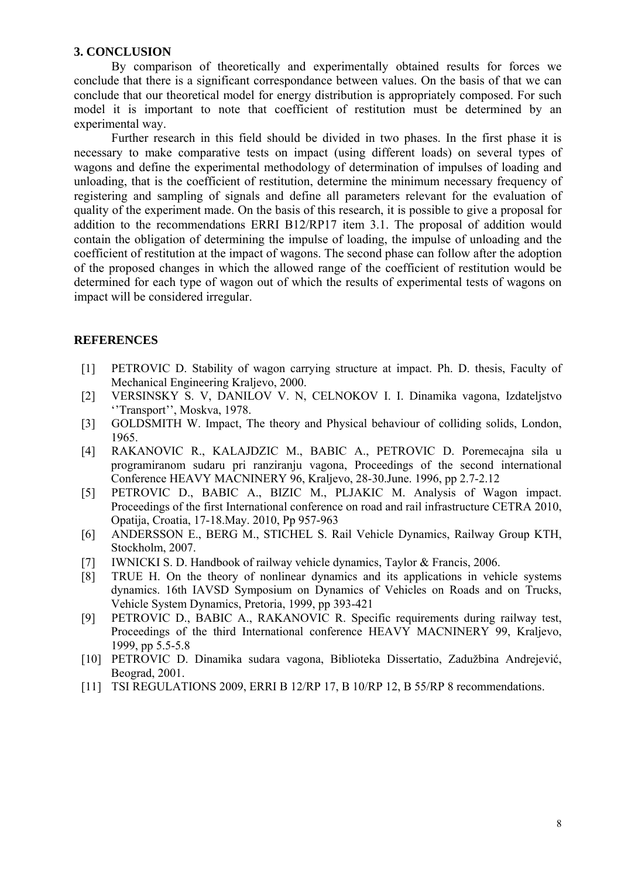## 3. CONCLUSION

By comparison of theoretically and experimentally obtained results for forces we conclude that there is a significant correspondance between values. On the basis of that we can conclude that our theoretical model for energy distribution is appropriately composed. For such model it is important to note that coefficient of restitution must be determined by an experimental way.

Further research in this field should be divided in two phases. In the first phase it is necessary to make comparative tests on impact (using different loads) on several types of wagons and define the experimental methodology of determination of impulses of loading and unloading, that is the coefficient of restitution, determine the minimum necessary frequency of registering and sampling of signals and define all parameters relevant for the evaluation of quality of the experiment made. On the basis of this research, it is possible to give a proposal for addition to the recommendations ERRI B12/RP17 item 3.1. The proposal of addition would contain the obligation of determining the impulse of loading, the impulse of unloading and the coefficient of restitution at the impact of wagons. The second phase can follow after the adoption of the proposed changes in which the allowed range of the coefficient of restitution would be determined for each type of wagon out of which the results of experimental tests of wagons on impact will be considered irregular.

## REFERENCES

[1] PETROVIC D. Stability of wagon carrying structure at impact. Ph. D. thesis, Faculty of Mechanical Engineering Kraljevo, 2000.

[2] VERSINSKY S. V, DANILOV V. N, CELNOKOV I. I. Dinamika vagona, Izdateljstvo ''Transport'', Moskva, 1978.

[3] GOLDSMITH W. Impact, The theory and Physical behaviour of colliding solids, London, 1965.

[4] RAKANOVIC R., KALAJDZIC M., BABIC A., PETROVIC D. Poremecajna sila u programiranom sudaru pri ranziranju vagona, Proceedings of the second international Conference HEAVY MACNINERY 96, Kraljevo, 28-30.June. 1996, pp 2.7-2.12

[5] PETROVIC D., BABIC A., BIZIC M., PLJAKIC M. Analysis of Wagon impact. Proceedings of the first International conference on road and rail infrastructure CETRA 2010, Opatija, Croatia, 17-18.May. 2010, Pp 957-963

[6] ANDERSSON E., BERG M., STICHEL S. Rail Vehicle Dynamics, Railway Group KTH, Stockholm, 2007.

[7] IWNICKI S. D. Handbook of railway vehicle dynamics, Taylor & Francis, 2006.

[8] TRUE H. On the theory of nonlinear dynamics and its applications in vehicle systems dynamics. 16th IAVSD Symposium on Dynamics of Vehicles on Roads and on Trucks, Vehicle System Dynamics, Pretoria, 1999, pp 393-421

[9] PETROVIC D., BABIC A., RAKANOVIC R. Specific requirements during railway test, Proceedings of the third International conference HEAVY MACNINERY 99, Kraljevo, 1999, pp 5.5-5.8

[10] PETROVIC D. Dinamika sudara vagona, Biblioteka Dissertatio, Zadužbina Andrejević, Beograd, 2001.

[11] TSI REGULATIONS 2009, ERRI B 12/RP 17, B 10/RP 12, B 55/RP 8 recommendations.